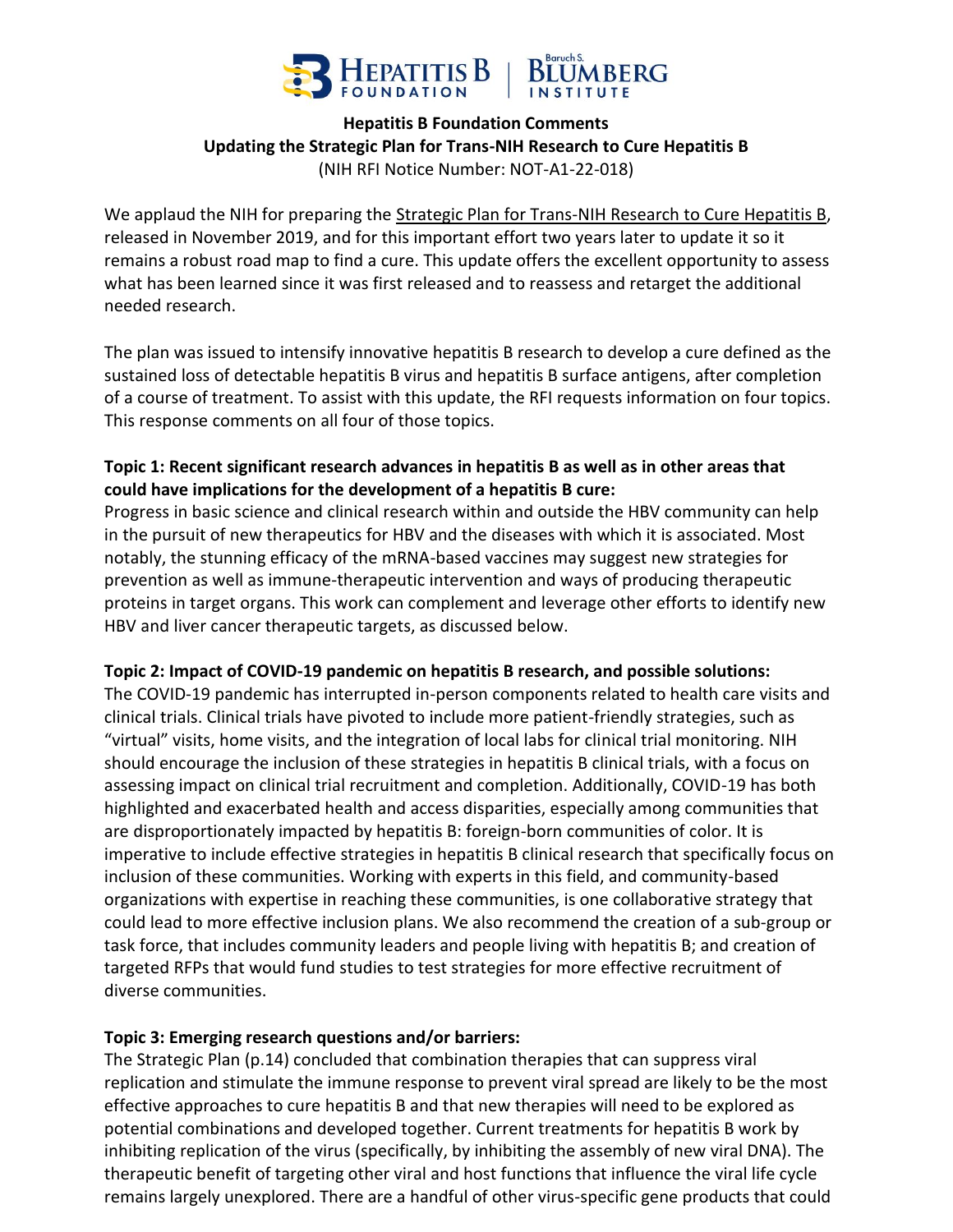**Hepatitis B Foundation Comments**
**Updating the Strategic Plan for Trans-NIH Research to Cure Hepatitis B**
(NIH RFI Notice Number: NOT-A1-22-018)

We applaud the NIH for preparing the Strategic Plan for Trans-NIH Research to Cure Hepatitis B, released in November 2019, and for this important effort two years later to update it so it remains a robust road map to find a cure. This update offers the excellent opportunity to assess what has been learned since it was first released and to reassess and retarget the additional needed research.

The plan was issued to intensify innovative hepatitis B research to develop a cure defined as the sustained loss of detectable hepatitis B virus and hepatitis B surface antigens, after completion of a course of treatment. To assist with this update, the RFI requests information on four topics. This response comments on all four of those topics.

**Topic 1: Recent significant research advances in hepatitis B as well as in other areas that could have implications for the development of a hepatitis B cure:**
Progress in basic science and clinical research within and outside the HBV community can help in the pursuit of new therapeutics for HBV and the diseases with which it is associated. Most notably, the stunning efficacy of the mRNA-based vaccines may suggest new strategies for prevention as well as immune-therapeutic intervention and ways of producing therapeutic proteins in target organs. This work can complement and leverage other efforts to identify new HBV and liver cancer therapeutic targets, as discussed below.

**Topic 2: Impact of COVID-19 pandemic on hepatitis B research, and possible solutions:**
The COVID-19 pandemic has interrupted in-person components related to health care visits and clinical trials. Clinical trials have pivoted to include more patient-friendly strategies, such as "virtual" visits, home visits, and the integration of local labs for clinical trial monitoring. NIH should encourage the inclusion of these strategies in hepatitis B clinical trials, with a focus on assessing impact on clinical trial recruitment and completion. Additionally, COVID-19 has both highlighted and exacerbated health and access disparities, especially among communities that are disproportionately impacted by hepatitis B: foreign-born communities of color. It is imperative to include effective strategies in hepatitis B clinical research that specifically focus on inclusion of these communities. Working with experts in this field, and community-based organizations with expertise in reaching these communities, is one collaborative strategy that could lead to more effective inclusion plans. We also recommend the creation of a sub-group or task force, that includes community leaders and people living with hepatitis B; and creation of targeted RFPs that would fund studies to test strategies for more effective recruitment of diverse communities.

**Topic 3: Emerging research questions and/or barriers:**
The Strategic Plan (p.14) concluded that combination therapies that can suppress viral replication and stimulate the immune response to prevent viral spread are likely to be the most effective approaches to cure hepatitis B and that new therapies will need to be explored as potential combinations and developed together. Current treatments for hepatitis B work by inhibiting replication of the virus (specifically, by inhibiting the assembly of new viral DNA). The therapeutic benefit of targeting other viral and host functions that influence the viral life cycle remains largely unexplored. There are a handful of other virus-specific gene products that could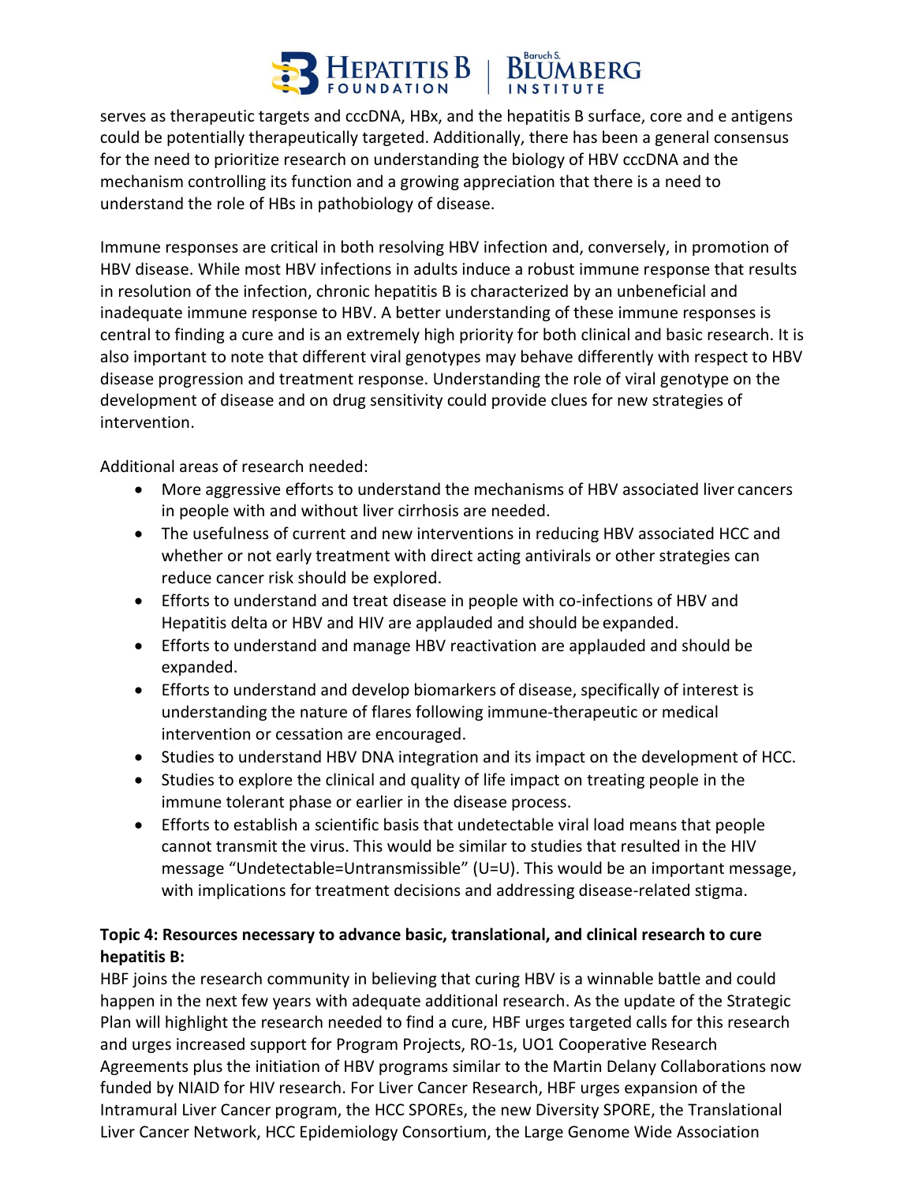serves as therapeutic targets and cccDNA, HBx, and the hepatitis B surface, core and e antigens could be potentially therapeutically targeted. Additionally, there has been a general consensus for the need to prioritize research on understanding the biology of HBV cccDNA and the mechanism controlling its function and a growing appreciation that there is a need to understand the role of HBs in pathobiology of disease.

Immune responses are critical in both resolving HBV infection and, conversely, in promotion of HBV disease. While most HBV infections in adults induce a robust immune response that results in resolution of the infection, chronic hepatitis B is characterized by an unbeneficial and inadequate immune response to HBV. A better understanding of these immune responses is central to finding a cure and is an extremely high priority for both clinical and basic research. It is also important to note that different viral genotypes may behave differently with respect to HBV disease progression and treatment response. Understanding the role of viral genotype on the development of disease and on drug sensitivity could provide clues for new strategies of intervention.

Additional areas of research needed:

- More aggressive efforts to understand the mechanisms of HBV associated liver cancers in people with and without liver cirrhosis are needed.
- The usefulness of current and new interventions in reducing HBV associated HCC and whether or not early treatment with direct acting antivirals or other strategies can reduce cancer risk should be explored.
- Efforts to understand and treat disease in people with co-infections of HBV and Hepatitis delta or HBV and HIV are applauded and should be expanded.
- Efforts to understand and manage HBV reactivation are applauded and should be expanded.
- Efforts to understand and develop biomarkers of disease, specifically of interest is understanding the nature of flares following immune-therapeutic or medical intervention or cessation are encouraged.
- Studies to understand HBV DNA integration and its impact on the development of HCC.
- Studies to explore the clinical and quality of life impact on treating people in the immune tolerant phase or earlier in the disease process.
- Efforts to establish a scientific basis that undetectable viral load means that people cannot transmit the virus. This would be similar to studies that resulted in the HIV message "Undetectable=Untransmissible" (U=U). This would be an important message, with implications for treatment decisions and addressing disease-related stigma.

**Topic 4: Resources necessary to advance basic, translational, and clinical research to cure hepatitis B:**

HBF joins the research community in believing that curing HBV is a winnable battle and could happen in the next few years with adequate additional research. As the update of the Strategic Plan will highlight the research needed to find a cure, HBF urges targeted calls for this research and urges increased support for Program Projects, RO-1s, UO1 Cooperative Research Agreements plus the initiation of HBV programs similar to the Martin Delany Collaborations now funded by NIAID for HIV research. For Liver Cancer Research, HBF urges expansion of the Intramural Liver Cancer program, the HCC SPOREs, the new Diversity SPORE, the Translational Liver Cancer Network, HCC Epidemiology Consortium, the Large Genome Wide Association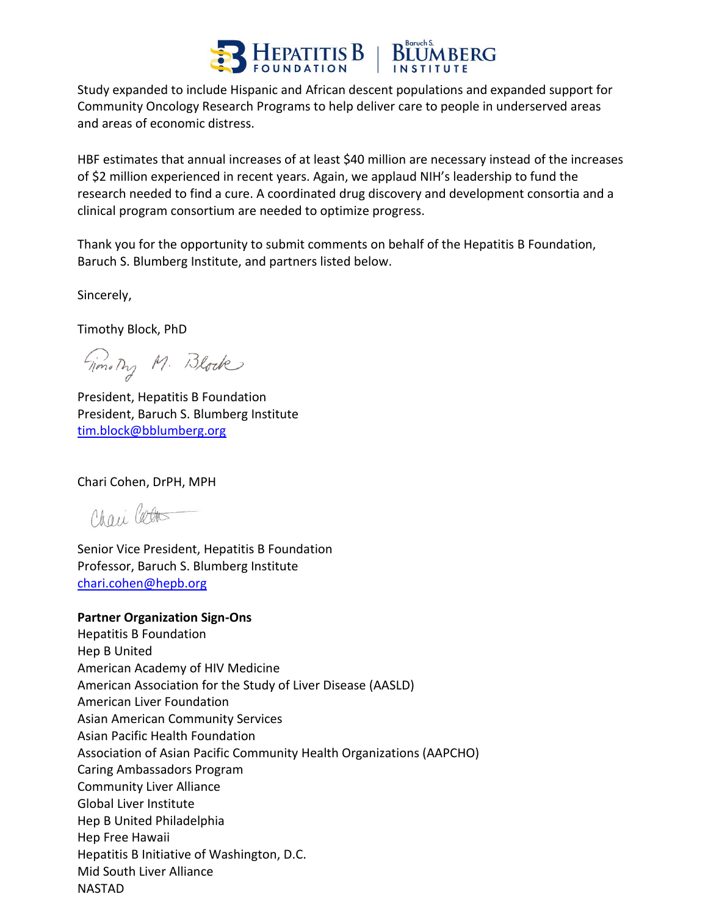Study expanded to include Hispanic and African descent populations and expanded support for Community Oncology Research Programs to help deliver care to people in underserved areas and areas of economic distress.

HBF estimates that annual increases of at least $40 million are necessary instead of the increases of $2 million experienced in recent years. Again, we applaud NIH's leadership to fund the research needed to find a cure. A coordinated drug discovery and development consortia and a clinical program consortium are needed to optimize progress.

Thank you for the opportunity to submit comments on behalf of the Hepatitis B Foundation, Baruch S. Blumberg Institute, and partners listed below.

Sincerely,

Timothy Block, PhD

President, Hepatitis B Foundation
President, Baruch S. Blumberg Institute
tim.block@bblumberg.org

Chari Cohen, DrPH, MPH

Senior Vice President, Hepatitis B Foundation
Professor, Baruch S. Blumberg Institute
chari.cohen@hepb.org

**Partner Organization Sign-Ons**

Hepatitis B Foundation
Hep B United
American Academy of HIV Medicine
American Association for the Study of Liver Disease (AASLD)
American Liver Foundation
Asian American Community Services
Asian Pacific Health Foundation
Association of Asian Pacific Community Health Organizations (AAPCHO)
Caring Ambassadors Program
Community Liver Alliance
Global Liver Institute
Hep B United Philadelphia
Hep Free Hawaii
Hepatitis B Initiative of Washington, D.C.
Mid South Liver Alliance
NASTAD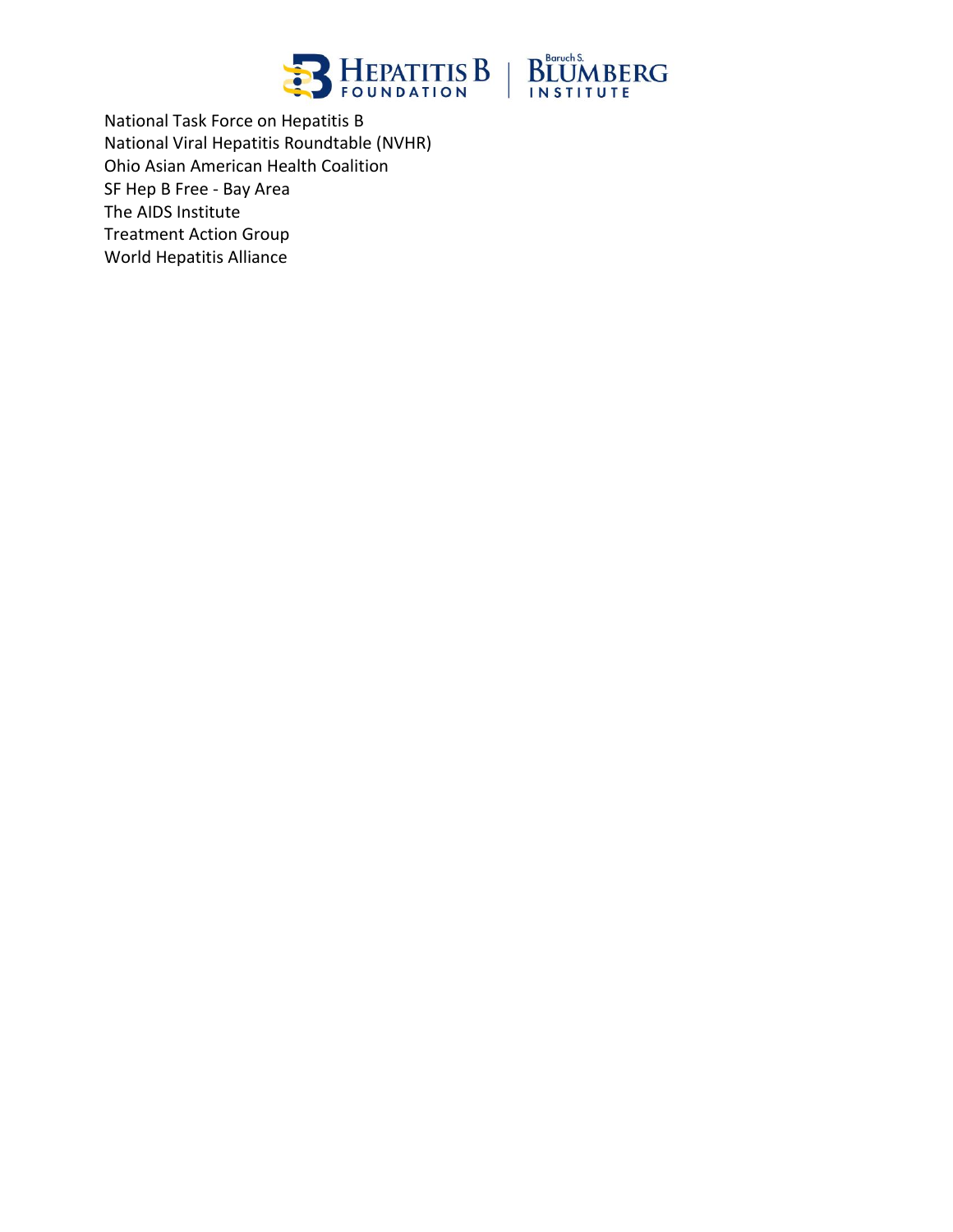National Task Force on Hepatitis B
National Viral Hepatitis Roundtable (NVHR)
Ohio Asian American Health Coalition
SF Hep B Free - Bay Area
The AIDS Institute
Treatment Action Group
World Hepatitis Alliance